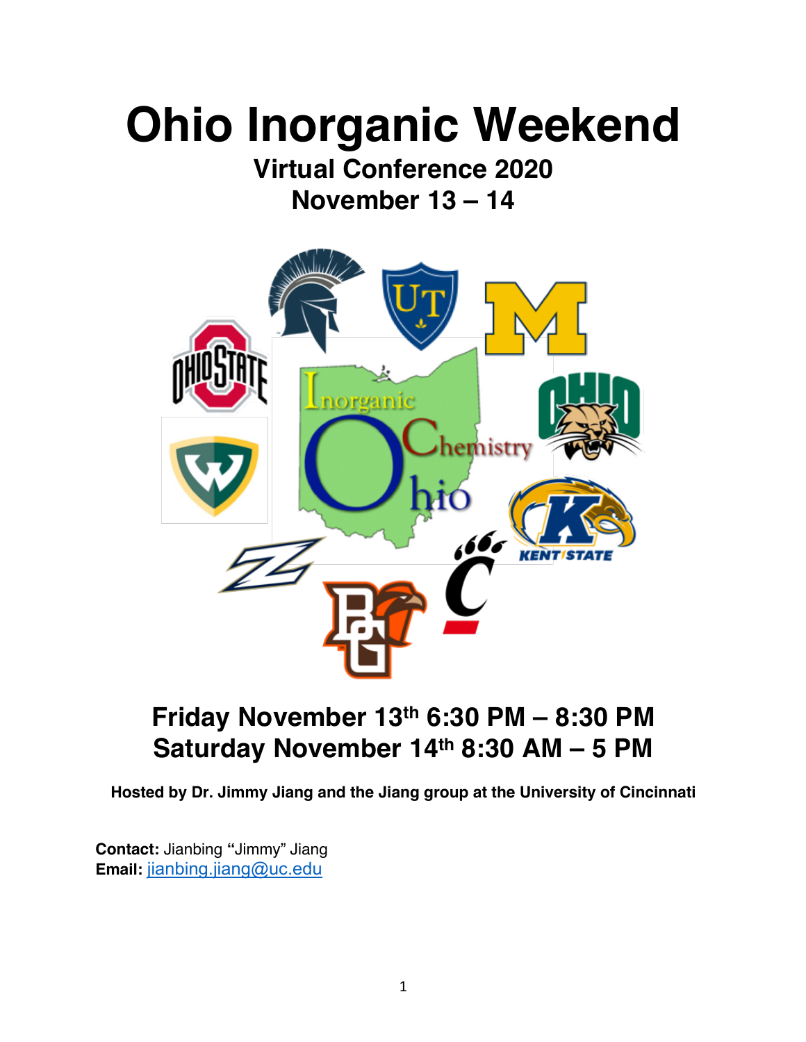# Ohio Inorganic Weekend

## Virtual Conference 2020
## November 13 – 14

## Friday November 13th 6:30 PM – 8:30 PM
## Saturday November 14th 8:30 AM – 5 PM

**Hosted by Dr. Jimmy Jiang and the Jiang group at the University of Cincinnati**

**Contact:** Jianbing "Jimmy" Jiang
**Email:** jianbing.jiang@uc.edu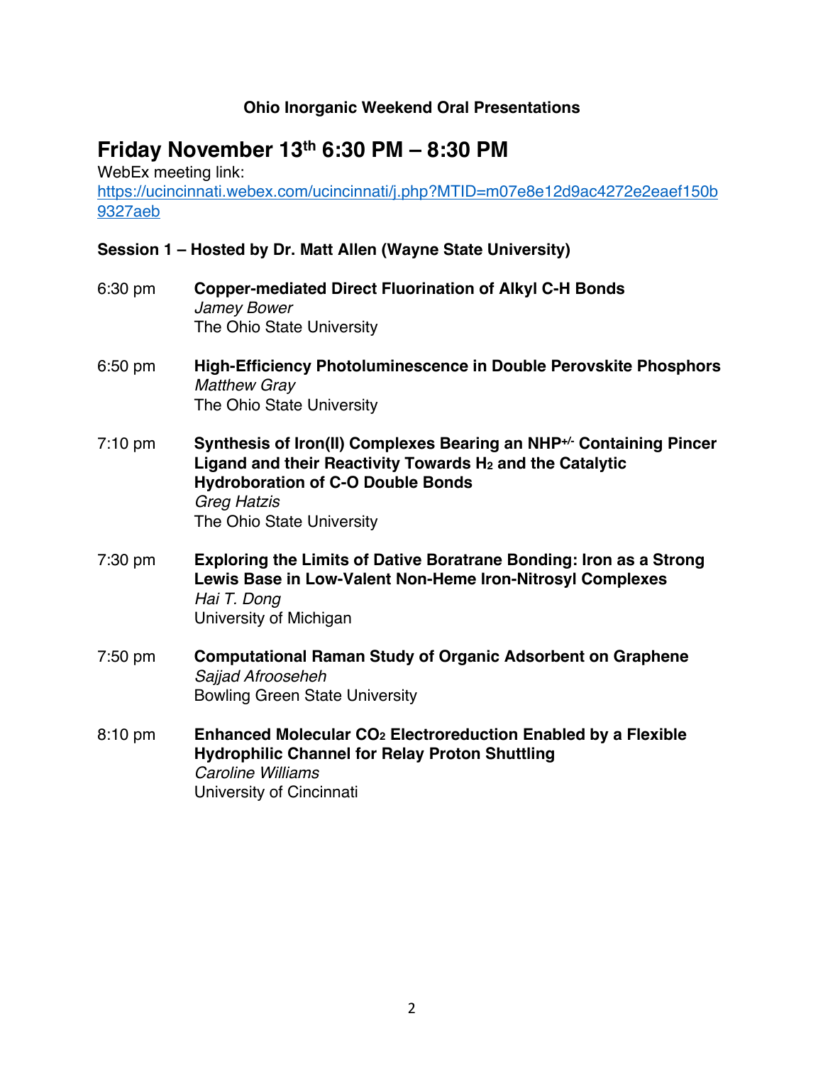**Ohio Inorganic Weekend Oral Presentations**

# Friday November 13th 6:30 PM – 8:30 PM

WebEx meeting link:
https://ucincinnati.webex.com/ucincinnati/j.php?MTID=m07e8e12d9ac4272e2eaef150b9327aeb

**Session 1 – Hosted by Dr. Matt Allen (Wayne State University)**

6:30 pm **Copper-mediated Direct Fluorination of Alkyl C-H Bonds**
*Jamey Bower*
The Ohio State University

6:50 pm **High-Efficiency Photoluminescence in Double Perovskite Phosphors**
*Matthew Gray*
The Ohio State University

7:10 pm **Synthesis of Iron(II) Complexes Bearing an $NHP^{+/-}$ Containing Pincer Ligand and their Reactivity Towards $H_2$ and the Catalytic Hydroboration of C-O Double Bonds**
*Greg Hatzis*
The Ohio State University

7:30 pm **Exploring the Limits of Dative Boratrane Bonding: Iron as a Strong Lewis Base in Low-Valent Non-Heme Iron-Nitrosyl Complexes**
*Hai T. Dong*
University of Michigan

7:50 pm **Computational Raman Study of Organic Adsorbent on Graphene**
*Sajjad Afrooseheh*
Bowling Green State University

8:10 pm **Enhanced Molecular $CO_2$ Electroreduction Enabled by a Flexible Hydrophilic Channel for Relay Proton Shuttling**
*Caroline Williams*
University of Cincinnati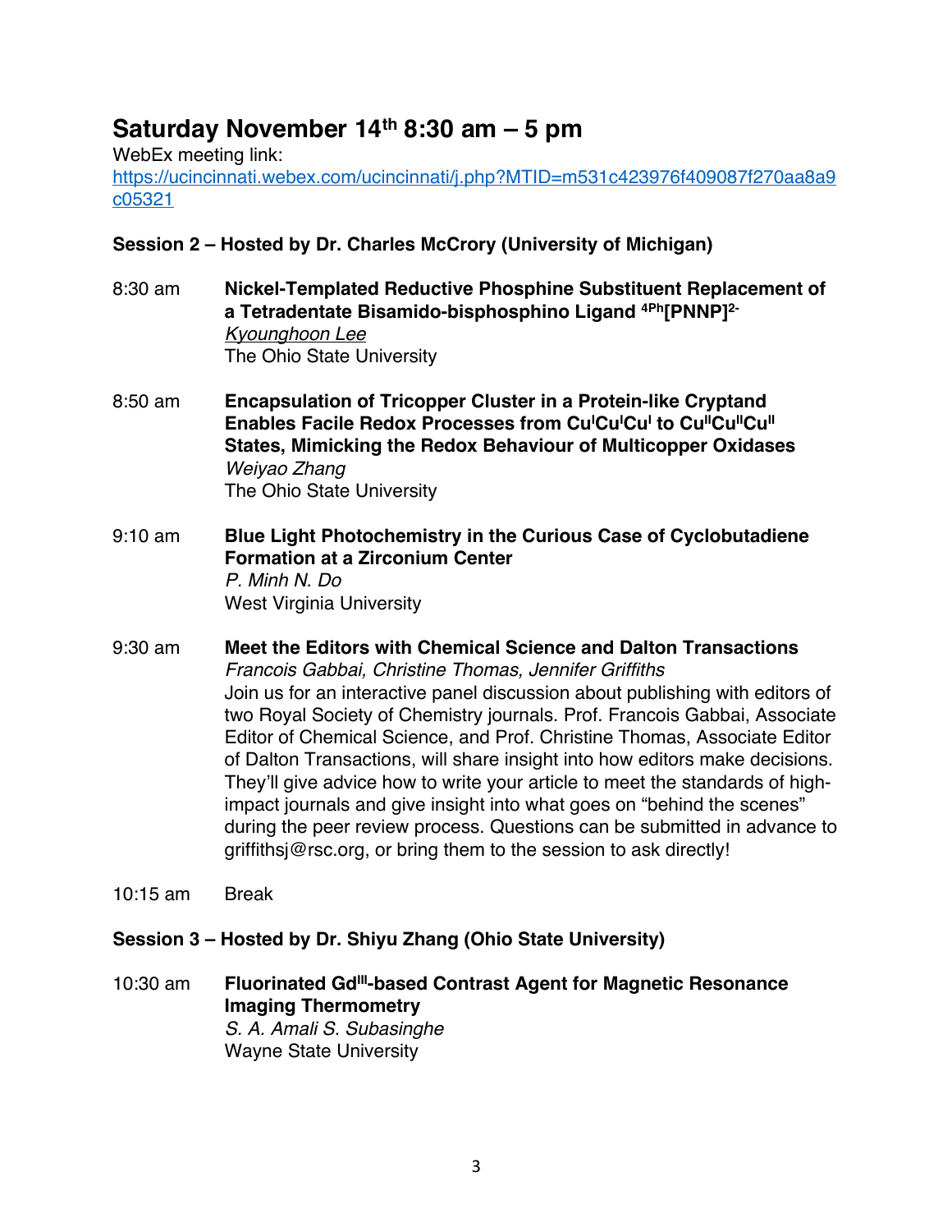# Saturday November 14th 8:30 am – 5 pm

WebEx meeting link:
https://ucincinnati.webex.com/ucincinnati/j.php?MTID=m531c423976f409087f270aa8a9c05321

### Session 2 – Hosted by Dr. Charles McCrory (University of Michigan)

8:30 am **Nickel-Templated Reductive Phosphine Substituent Replacement of a Tetradentate Bisamido-bisphosphino Ligand $^{4Ph}[PNNP]^{2-}$**
*Kyounghoon Lee*
The Ohio State University

8:50 am **Encapsulation of Tricopper Cluster in a Protein-like Cryptand Enables Facile Redox Processes from $Cu^{I}Cu^{I}Cu^{I}$ to $Cu^{II}Cu^{II}Cu^{II}$ States, Mimicking the Redox Behaviour of Multicopper Oxidases**
*Weiyao Zhang*
The Ohio State University

9:10 am **Blue Light Photochemistry in the Curious Case of Cyclobutadiene Formation at a Zirconium Center**
*P. Minh N. Do*
West Virginia University

9:30 am **Meet the Editors with Chemical Science and Dalton Transactions**
*Francois Gabbai, Christine Thomas, Jennifer Griffiths*
Join us for an interactive panel discussion about publishing with editors of two Royal Society of Chemistry journals. Prof. Francois Gabbai, Associate Editor of Chemical Science, and Prof. Christine Thomas, Associate Editor of Dalton Transactions, will share insight into how editors make decisions. They'll give advice how to write your article to meet the standards of high-impact journals and give insight into what goes on "behind the scenes" during the peer review process. Questions can be submitted in advance to griffithsj@rsc.org, or bring them to the session to ask directly!

10:15 am Break

### Session 3 – Hosted by Dr. Shiyu Zhang (Ohio State University)

10:30 am **Fluorinated $Gd^{III}$-based Contrast Agent for Magnetic Resonance Imaging Thermometry**
*S. A. Amali S. Subasinghe*
Wayne State University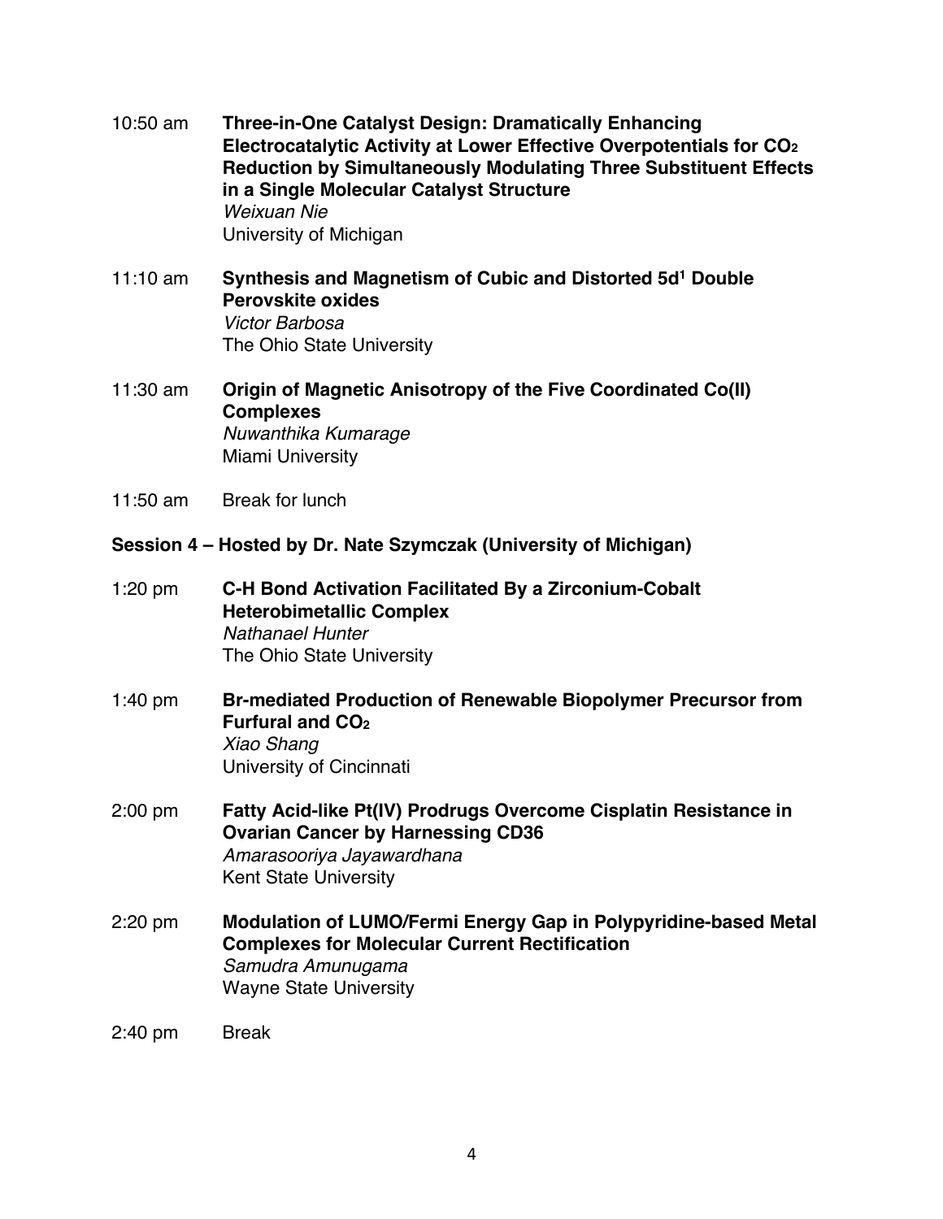10:50 am **Three-in-One Catalyst Design: Dramatically Enhancing Electrocatalytic Activity at Lower Effective Overpotentials for $CO_2$ Reduction by Simultaneously Modulating Three Substituent Effects in a Single Molecular Catalyst Structure**
*Weixuan Nie*
University of Michigan

11:10 am **Synthesis and Magnetism of Cubic and Distorted $5d^1$ Double Perovskite oxides**
*Victor Barbosa*
The Ohio State University

11:30 am **Origin of Magnetic Anisotropy of the Five Coordinated Co(II) Complexes**
*Nuwanthika Kumarage*
Miami University

11:50 am Break for lunch

**Session 4 – Hosted by Dr. Nate Szymczak (University of Michigan)**

1:20 pm **C-H Bond Activation Facilitated By a Zirconium-Cobalt Heterobimetallic Complex**
*Nathanael Hunter*
The Ohio State University

1:40 pm **Br-mediated Production of Renewable Biopolymer Precursor from Furfural and $CO_2$**
*Xiao Shang*
University of Cincinnati

2:00 pm **Fatty Acid-like Pt(IV) Prodrugs Overcome Cisplatin Resistance in Ovarian Cancer by Harnessing CD36**
*Amarasooriya Jayawardhana*
Kent State University

2:20 pm **Modulation of LUMO/Fermi Energy Gap in Polypyridine-based Metal Complexes for Molecular Current Rectification**
*Samudra Amunugama*
Wayne State University

2:40 pm Break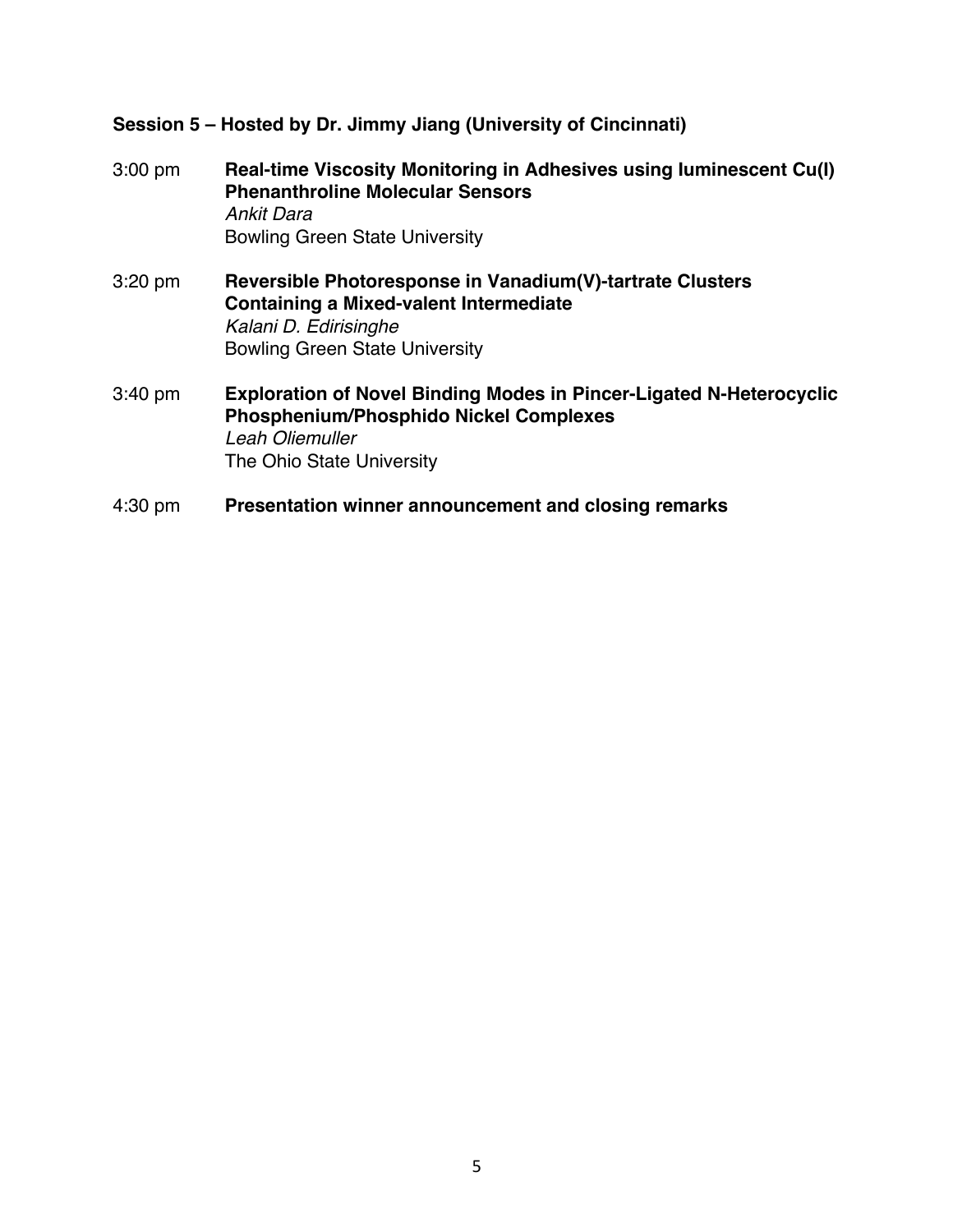## Session 5 – Hosted by Dr. Jimmy Jiang (University of Cincinnati)

3:00 pm **Real-time Viscosity Monitoring in Adhesives using luminescent Cu(I) Phenanthroline Molecular Sensors**
*Ankit Dara*
Bowling Green State University

3:20 pm **Reversible Photoresponse in Vanadium(V)-tartrate Clusters Containing a Mixed-valent Intermediate**
*Kalani D. Edirisinghe*
Bowling Green State University

3:40 pm **Exploration of Novel Binding Modes in Pincer-Ligated N-Heterocyclic Phosphenium/Phosphido Nickel Complexes**
*Leah Oliemuller*
The Ohio State University

4:30 pm **Presentation winner announcement and closing remarks**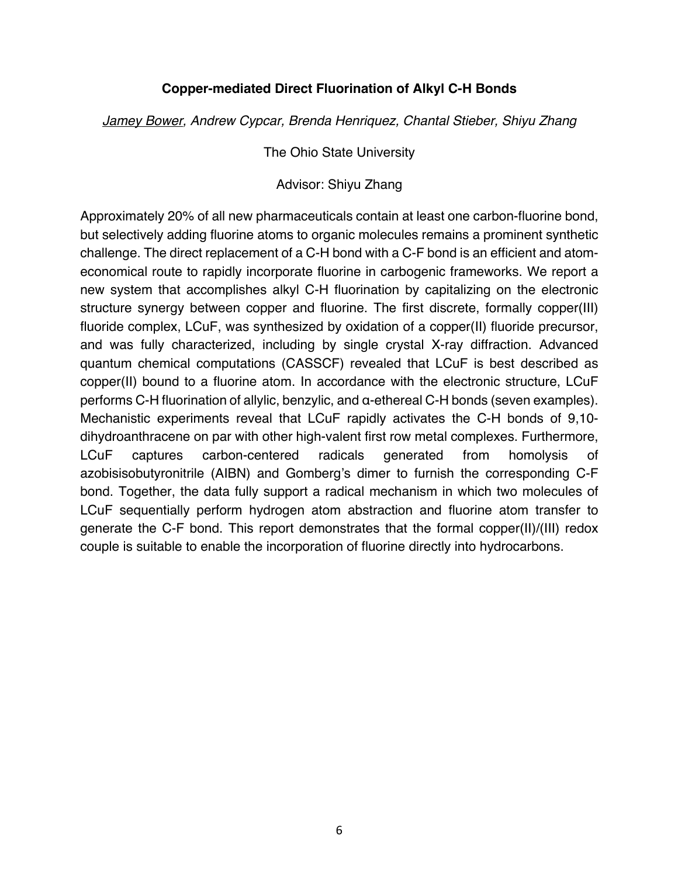### Copper-mediated Direct Fluorination of Alkyl C-H Bonds

*Jamey Bower, Andrew Cypcar, Brenda Henriquez, Chantal Stieber, Shiyu Zhang*

The Ohio State University

Advisor: Shiyu Zhang

Approximately 20% of all new pharmaceuticals contain at least one carbon-fluorine bond, but selectively adding fluorine atoms to organic molecules remains a prominent synthetic challenge. The direct replacement of a C-H bond with a C-F bond is an efficient and atom-economical route to rapidly incorporate fluorine in carbogenic frameworks. We report a new system that accomplishes alkyl C-H fluorination by capitalizing on the electronic structure synergy between copper and fluorine. The first discrete, formally copper(III) fluoride complex, LCuF, was synthesized by oxidation of a copper(II) fluoride precursor, and was fully characterized, including by single crystal X-ray diffraction. Advanced quantum chemical computations (CASSCF) revealed that LCuF is best described as copper(II) bound to a fluorine atom. In accordance with the electronic structure, LCuF performs C-H fluorination of allylic, benzylic, and α-ethereal C-H bonds (seven examples). Mechanistic experiments reveal that LCuF rapidly activates the C-H bonds of 9,10-dihydroanthracene on par with other high-valent first row metal complexes. Furthermore, LCuF captures carbon-centered radicals generated from homolysis of azobisisobutyronitrile (AIBN) and Gomberg's dimer to furnish the corresponding C-F bond. Together, the data fully support a radical mechanism in which two molecules of LCuF sequentially perform hydrogen atom abstraction and fluorine atom transfer to generate the C-F bond. This report demonstrates that the formal copper(II)/(III) redox couple is suitable to enable the incorporation of fluorine directly into hydrocarbons.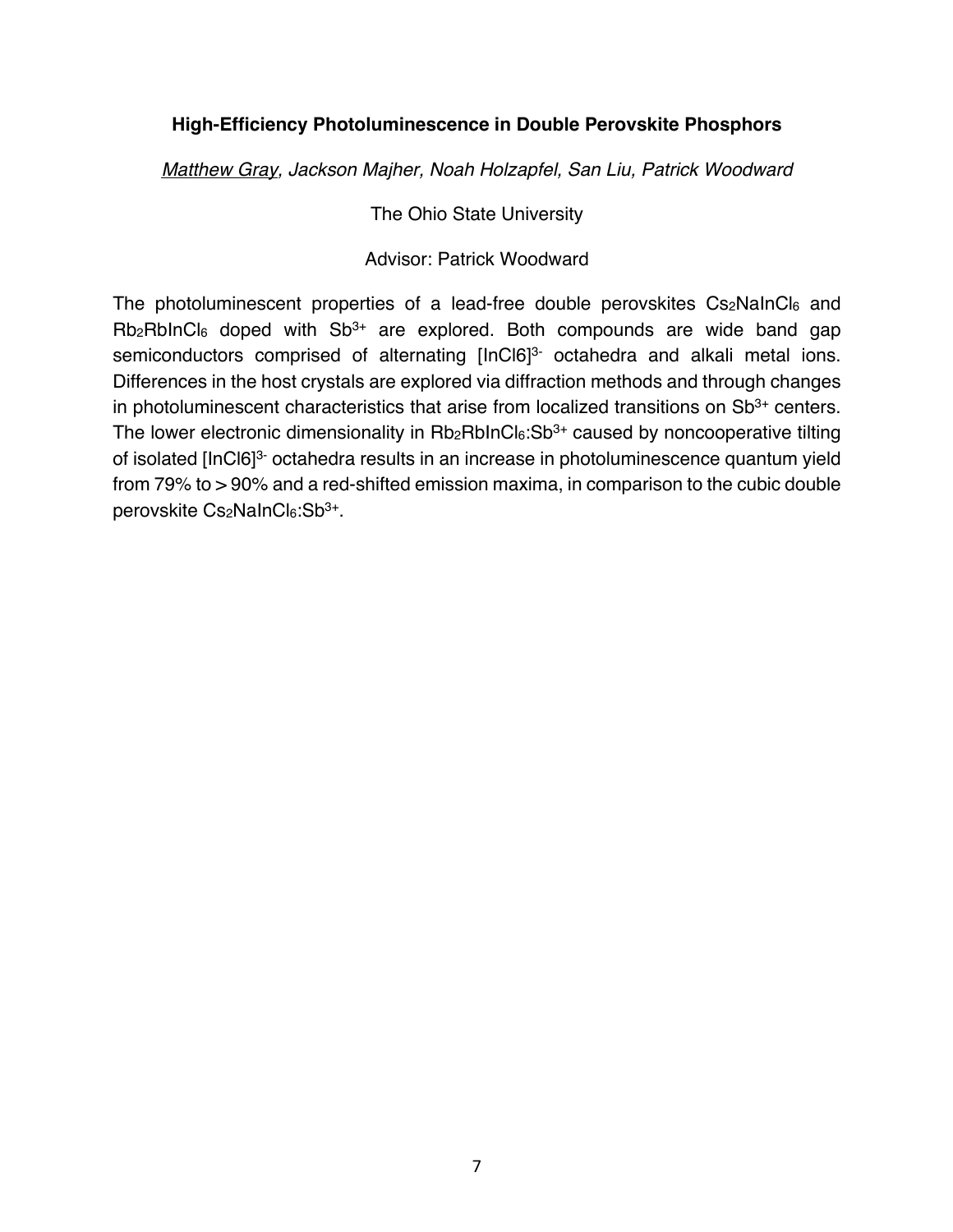### High-Efficiency Photoluminescence in Double Perovskite Phosphors

*Matthew Gray, Jackson Majher, Noah Holzapfel, San Liu, Patrick Woodward*

The Ohio State University

Advisor: Patrick Woodward

The photoluminescent properties of a lead-free double perovskites $Cs_2NaInCl_6$ and $Rb_2RbInCl_6$ doped with $Sb^{3+}$ are explored. Both compounds are wide band gap semiconductors comprised of alternating $[InCl6]^{3-}$ octahedra and alkali metal ions. Differences in the host crystals are explored via diffraction methods and through changes in photoluminescent characteristics that arise from localized transitions on $Sb^{3+}$ centers. The lower electronic dimensionality in $Rb_2RbInCl_6$:$Sb^{3+}$ caused by noncooperative tilting of isolated $[InCl6]^{3-}$ octahedra results in an increase in photoluminescence quantum yield from 79% to > 90% and a red-shifted emission maxima, in comparison to the cubic double perovskite $Cs_2NaInCl_6$:$Sb^{3+}$.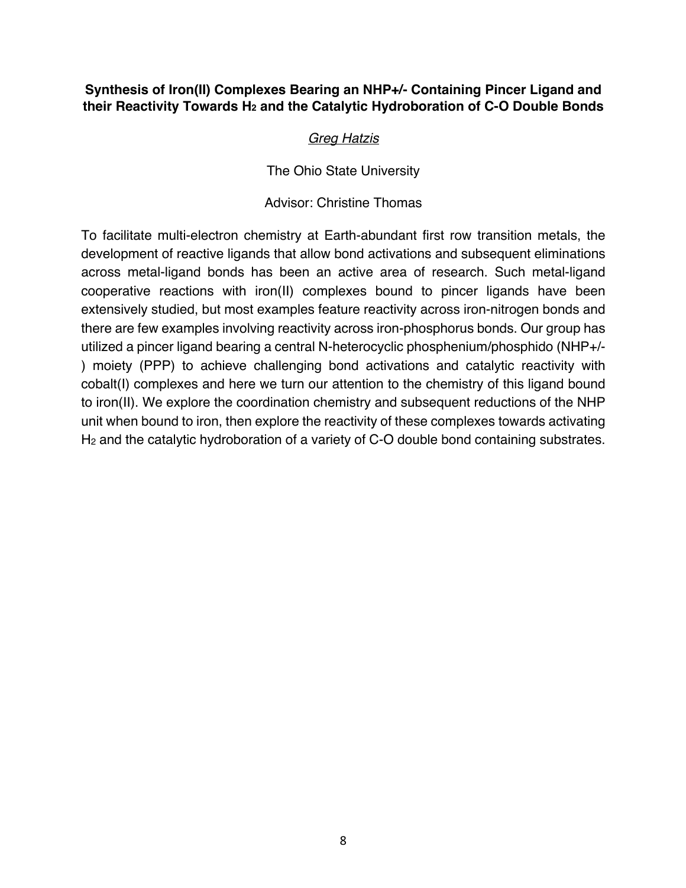**Synthesis of Iron(II) Complexes Bearing an NHP+/- Containing Pincer Ligand and their Reactivity Towards $H_2$ and the Catalytic Hydroboration of C-O Double Bonds**

*Greg Hatzis*

The Ohio State University

Advisor: Christine Thomas

To facilitate multi-electron chemistry at Earth-abundant first row transition metals, the development of reactive ligands that allow bond activations and subsequent eliminations across metal-ligand bonds has been an active area of research. Such metal-ligand cooperative reactions with iron(II) complexes bound to pincer ligands have been extensively studied, but most examples feature reactivity across iron-nitrogen bonds and there are few examples involving reactivity across iron-phosphorus bonds. Our group has utilized a pincer ligand bearing a central N-heterocyclic phosphenium/phosphido (NHP+/-) moiety (PPP) to achieve challenging bond activations and catalytic reactivity with cobalt(I) complexes and here we turn our attention to the chemistry of this ligand bound to iron(II). We explore the coordination chemistry and subsequent reductions of the NHP unit when bound to iron, then explore the reactivity of these complexes towards activating $H_2$ and the catalytic hydroboration of a variety of C-O double bond containing substrates.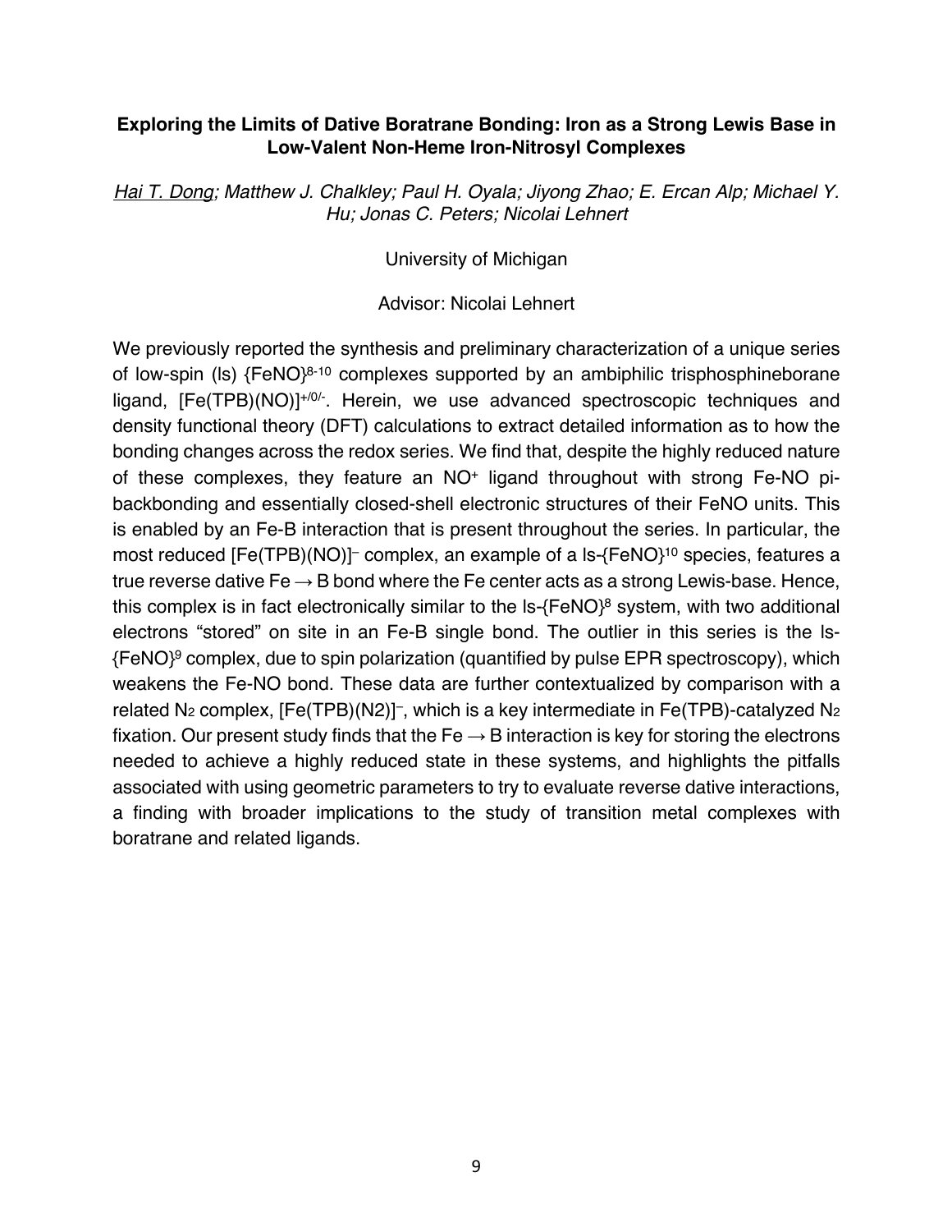**Exploring the Limits of Dative Boratrane Bonding: Iron as a Strong Lewis Base in Low-Valent Non-Heme Iron-Nitrosyl Complexes**

*Hai T. Dong; Matthew J. Chalkley; Paul H. Oyala; Jiyong Zhao; E. Ercan Alp; Michael Y. Hu; Jonas C. Peters; Nicolai Lehnert*

University of Michigan

Advisor: Nicolai Lehnert

We previously reported the synthesis and preliminary characterization of a unique series of low-spin (ls) $\{FeNO\}^{8-10}$ complexes supported by an ambiphilic trisphosphineborane ligand, $[Fe(TPB)(NO)]^{+/0/-}$. Herein, we use advanced spectroscopic techniques and density functional theory (DFT) calculations to extract detailed information as to how the bonding changes across the redox series. We find that, despite the highly reduced nature of these complexes, they feature an $NO^+$ ligand throughout with strong Fe-NO pi-backbonding and essentially closed-shell electronic structures of their FeNO units. This is enabled by an Fe-B interaction that is present throughout the series. In particular, the most reduced $[Fe(TPB)(NO)]^-$ complex, an example of a ls-$\{FeNO\}^{10}$ species, features a true reverse dative Fe → B bond where the Fe center acts as a strong Lewis-base. Hence, this complex is in fact electronically similar to the ls-$\{FeNO\}^8$ system, with two additional electrons "stored" on site in an Fe-B single bond. The outlier in this series is the ls-$\{FeNO\}^9$ complex, due to spin polarization (quantified by pulse EPR spectroscopy), which weakens the Fe-NO bond. These data are further contextualized by comparison with a related $N_2$ complex, $[Fe(TPB)(N2)]^-$, which is a key intermediate in Fe(TPB)-catalyzed $N_2$ fixation. Our present study finds that the Fe → B interaction is key for storing the electrons needed to achieve a highly reduced state in these systems, and highlights the pitfalls associated with using geometric parameters to try to evaluate reverse dative interactions, a finding with broader implications to the study of transition metal complexes with boratrane and related ligands.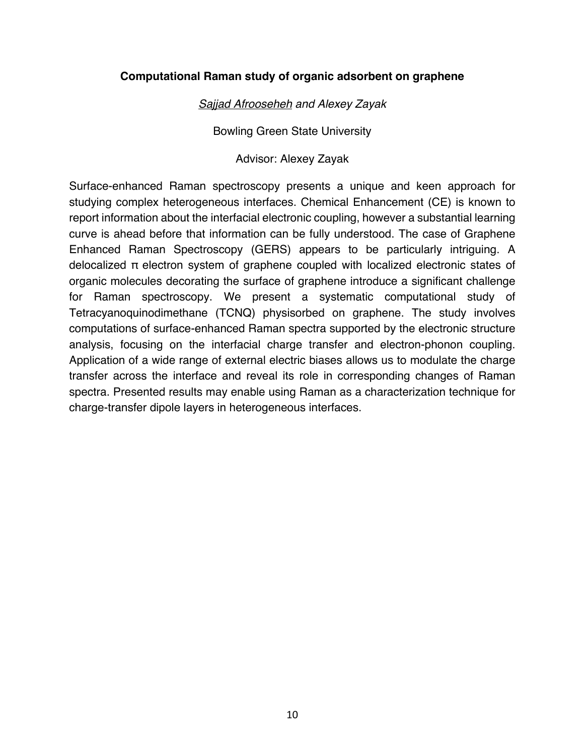**Computational Raman study of organic adsorbent on graphene**

*Sajjad Afrooseheh* and *Alexey Zayak*

Bowling Green State University

Advisor: Alexey Zayak

Surface-enhanced Raman spectroscopy presents a unique and keen approach for studying complex heterogeneous interfaces. Chemical Enhancement (CE) is known to report information about the interfacial electronic coupling, however a substantial learning curve is ahead before that information can be fully understood. The case of Graphene Enhanced Raman Spectroscopy (GERS) appears to be particularly intriguing. A delocalized π electron system of graphene coupled with localized electronic states of organic molecules decorating the surface of graphene introduce a significant challenge for Raman spectroscopy. We present a systematic computational study of Tetracyanoquinodimethane (TCNQ) physisorbed on graphene. The study involves computations of surface-enhanced Raman spectra supported by the electronic structure analysis, focusing on the interfacial charge transfer and electron-phonon coupling. Application of a wide range of external electric biases allows us to modulate the charge transfer across the interface and reveal its role in corresponding changes of Raman spectra. Presented results may enable using Raman as a characterization technique for charge-transfer dipole layers in heterogeneous interfaces.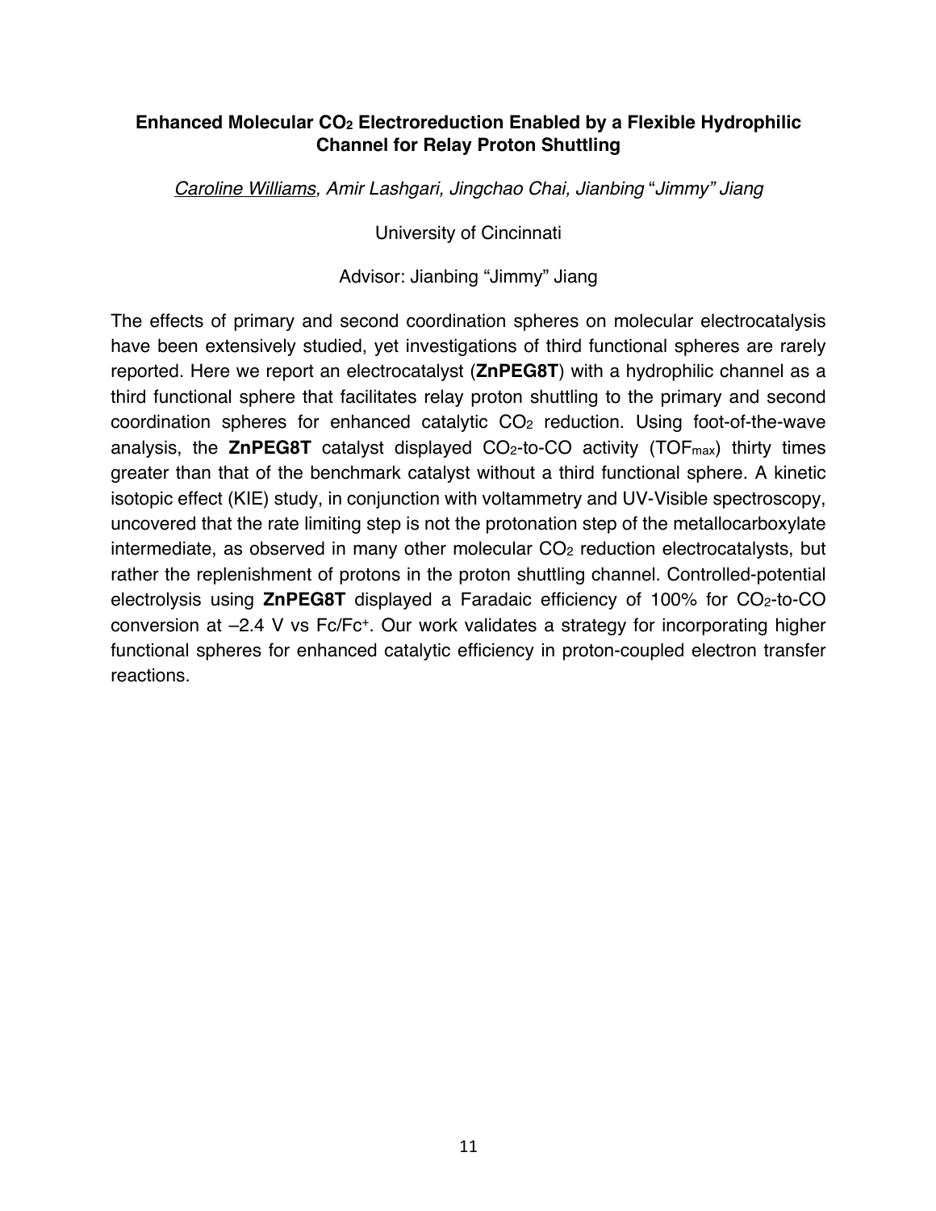### Enhanced Molecular $CO_2$ Electroreduction Enabled by a Flexible Hydrophilic Channel for Relay Proton Shuttling

*Caroline Williams, Amir Lashgari, Jingchao Chai, Jianbing "Jimmy" Jiang*

University of Cincinnati

Advisor: Jianbing "Jimmy" Jiang

The effects of primary and second coordination spheres on molecular electrocatalysis have been extensively studied, yet investigations of third functional spheres are rarely reported. Here we report an electrocatalyst (**ZnPEG8T**) with a hydrophilic channel as a third functional sphere that facilitates relay proton shuttling to the primary and second coordination spheres for enhanced catalytic $CO_2$ reduction. Using foot-of-the-wave analysis, the **ZnPEG8T** catalyst displayed $CO_2$-to-CO activity ($TOF_{max}$) thirty times greater than that of the benchmark catalyst without a third functional sphere. A kinetic isotopic effect (KIE) study, in conjunction with voltammetry and UV-Visible spectroscopy, uncovered that the rate limiting step is not the protonation step of the metallocarboxylate intermediate, as observed in many other molecular $CO_2$ reduction electrocatalysts, but rather the replenishment of protons in the proton shuttling channel. Controlled-potential electrolysis using **ZnPEG8T** displayed a Faradaic efficiency of 100% for $CO_2$-to-CO conversion at –2.4 V vs Fc/Fc$^+$. Our work validates a strategy for incorporating higher functional spheres for enhanced catalytic efficiency in proton-coupled electron transfer reactions.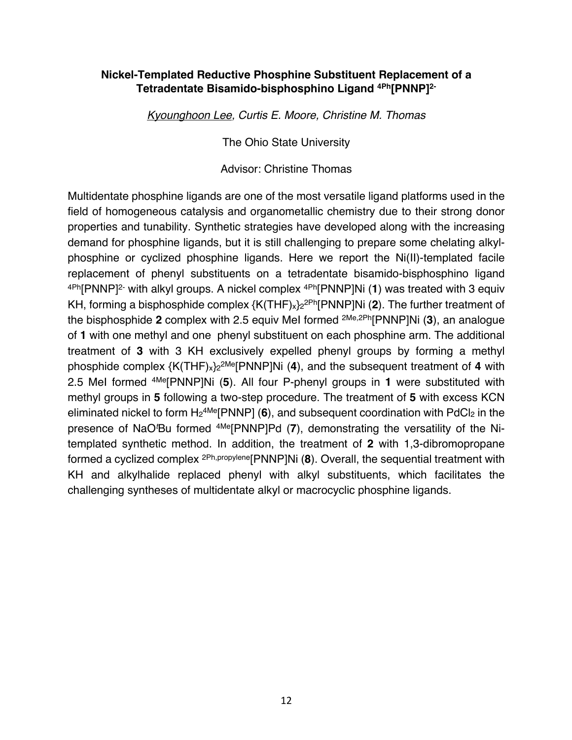## Nickel-Templated Reductive Phosphine Substituent Replacement of a Tetradentate Bisamido-bisphosphino Ligand $^{4Ph}[PNNP]^{2-}$

*Kyounghoon Lee*, Curtis E. Moore, Christine M. Thomas

The Ohio State University

Advisor: Christine Thomas

Multidentate phosphine ligands are one of the most versatile ligand platforms used in the field of homogeneous catalysis and organometallic chemistry due to their strong donor properties and tunability. Synthetic strategies have developed along with the increasing demand for phosphine ligands, but it is still challenging to prepare some chelating alkyl-phosphine or cyclized phosphine ligands. Here we report the Ni(II)-templated facile replacement of phenyl substituents on a tetradentate bisamido-bisphosphino ligand $^{4Ph}[PNNP]^{2-}$ with alkyl groups. A nickel complex $^{4Ph}$[PNNP]Ni (**1**) was treated with 3 equiv KH, forming a bisphosphide complex $\{K(THF)_x\}_2{}^{2Ph}$[PNNP]Ni (**2**). The further treatment of the bisphosphide **2** complex with 2.5 equiv MeI formed $^{2Me,2Ph}$[PNNP]Ni (**3**), an analogue of **1** with one methyl and one phenyl substituent on each phosphine arm. The additional treatment of **3** with 3 KH exclusively expelled phenyl groups by forming a methyl phosphide complex $\{K(THF)_x\}_2{}^{2Me}$[PNNP]Ni (**4**), and the subsequent treatment of **4** with 2.5 MeI formed $^{4Me}$[PNNP]Ni (**5**). All four P-phenyl groups in **1** were substituted with methyl groups in **5** following a two-step procedure. The treatment of **5** with excess KCN eliminated nickel to form $H_2{}^{4Me}$[PNNP] (**6**), and subsequent coordination with $PdCl_2$ in the presence of NaO*t*Bu formed $^{4Me}$[PNNP]Pd (**7**), demonstrating the versatility of the Ni-templated synthetic method. In addition, the treatment of **2** with 1,3-dibromopropane formed a cyclized complex $^{2Ph,propylene}$[PNNP]Ni (**8**). Overall, the sequential treatment with KH and alkylhalide replaced phenyl with alkyl substituents, which facilitates the challenging syntheses of multidentate alkyl or macrocyclic phosphine ligands.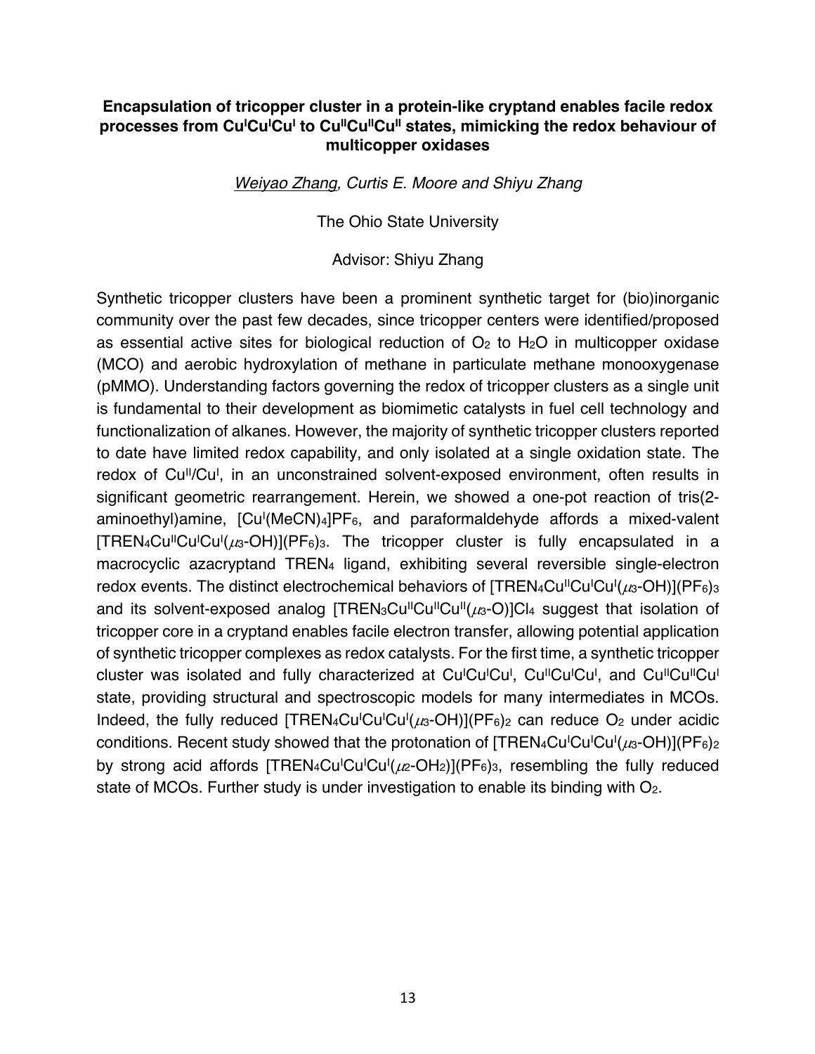**Encapsulation of tricopper cluster in a protein-like cryptand enables facile redox processes from $Cu^{I}Cu^{I}Cu^{I}$ to $Cu^{II}Cu^{II}Cu^{II}$ states, mimicking the redox behaviour of multicopper oxidases**

*<u>Weiyao Zhang</u>, Curtis E. Moore and Shiyu Zhang*

The Ohio State University

Advisor: Shiyu Zhang

Synthetic tricopper clusters have been a prominent synthetic target for (bio)inorganic community over the past few decades, since tricopper centers were identified/proposed as essential active sites for biological reduction of $O_2$ to $H_2O$ in multicopper oxidase (MCO) and aerobic hydroxylation of methane in particulate methane monooxygenase (pMMO). Understanding factors governing the redox of tricopper clusters as a single unit is fundamental to their development as biomimetic catalysts in fuel cell technology and functionalization of alkanes. However, the majority of synthetic tricopper clusters reported to date have limited redox capability, and only isolated at a single oxidation state. The redox of $Cu^{II}/Cu^{I}$, in an unconstrained solvent-exposed environment, often results in significant geometric rearrangement. Herein, we showed a one-pot reaction of tris(2-aminoethyl)amine, $[Cu^{I}(MeCN)_4]PF_6$, and paraformaldehyde affords a mixed-valent $[TREN_4Cu^{II}Cu^{I}Cu^{I}(\mu_3\text{-}OH)](PF_6)_3$. The tricopper cluster is fully encapsulated in a macrocyclic azacryptand $TREN_4$ ligand, exhibiting several reversible single-electron redox events. The distinct electrochemical behaviors of $[TREN_4Cu^{II}Cu^{I}Cu^{I}(\mu_3\text{-}OH)](PF_6)_3$ and its solvent-exposed analog $[TREN_3Cu^{II}Cu^{II}Cu^{II}(\mu_3\text{-}O)]Cl_4$ suggest that isolation of tricopper core in a cryptand enables facile electron transfer, allowing potential application of synthetic tricopper complexes as redox catalysts. For the first time, a synthetic tricopper cluster was isolated and fully characterized at $Cu^{I}Cu^{I}Cu^{I}$, $Cu^{II}Cu^{I}Cu^{I}$, and $Cu^{II}Cu^{II}Cu^{I}$ state, providing structural and spectroscopic models for many intermediates in MCOs. Indeed, the fully reduced $[TREN_4Cu^{I}Cu^{I}Cu^{I}(\mu_3\text{-}OH)](PF_6)_2$ can reduce $O_2$ under acidic conditions. Recent study showed that the protonation of $[TREN_4Cu^{I}Cu^{I}Cu^{I}(\mu_3\text{-}OH)](PF_6)_2$ by strong acid affords $[TREN_4Cu^{I}Cu^{I}Cu^{I}(\mu_2\text{-}OH_2)](PF_6)_3$, resembling the fully reduced state of MCOs. Further study is under investigation to enable its binding with $O_2$.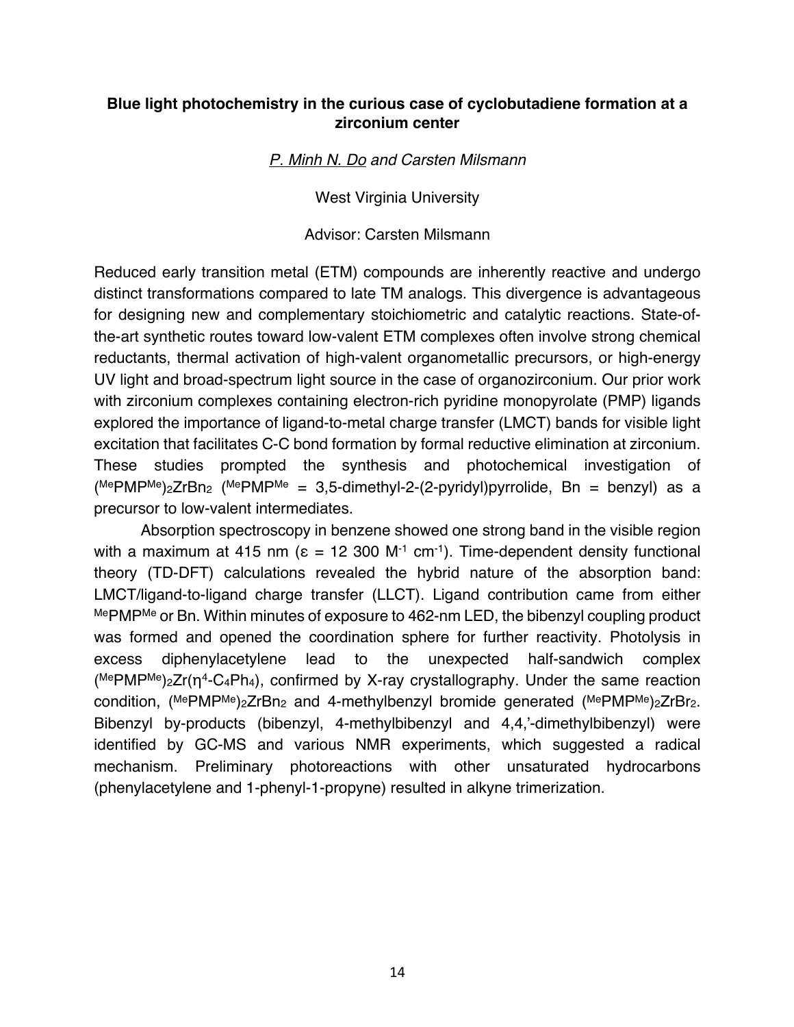**Blue light photochemistry in the curious case of cyclobutadiene formation at a zirconium center**

*P. Minh N. Do and Carsten Milsmann*

West Virginia University

Advisor: Carsten Milsmann

Reduced early transition metal (ETM) compounds are inherently reactive and undergo distinct transformations compared to late TM analogs. This divergence is advantageous for designing new and complementary stoichiometric and catalytic reactions. State-of-the-art synthetic routes toward low-valent ETM complexes often involve strong chemical reductants, thermal activation of high-valent organometallic precursors, or high-energy UV light and broad-spectrum light source in the case of organozirconium. Our prior work with zirconium complexes containing electron-rich pyridine monopyrolate (PMP) ligands explored the importance of ligand-to-metal charge transfer (LMCT) bands for visible light excitation that facilitates C-C bond formation by formal reductive elimination at zirconium. These studies prompted the synthesis and photochemical investigation of $(^{Me}PMP^{Me})_2ZrBn_2$ ($^{Me}PMP^{Me}$ = 3,5-dimethyl-2-(2-pyridyl)pyrrolide, Bn = benzyl) as a precursor to low-valent intermediates.

Absorption spectroscopy in benzene showed one strong band in the visible region with a maximum at 415 nm ($\varepsilon$ = 12 300 $M^{-1}$ $cm^{-1}$). Time-dependent density functional theory (TD-DFT) calculations revealed the hybrid nature of the absorption band: LMCT/ligand-to-ligand charge transfer (LLCT). Ligand contribution came from either $^{Me}PMP^{Me}$ or Bn. Within minutes of exposure to 462-nm LED, the bibenzyl coupling product was formed and opened the coordination sphere for further reactivity. Photolysis in excess diphenylacetylene lead to the unexpected half-sandwich complex $(^{Me}PMP^{Me})_2Zr(\eta^4\text{-}C_4Ph_4)$, confirmed by X-ray crystallography. Under the same reaction condition, $(^{Me}PMP^{Me})_2ZrBn_2$ and 4-methylbenzyl bromide generated $(^{Me}PMP^{Me})_2ZrBr_2$. Bibenzyl by-products (bibenzyl, 4-methylbibenzyl and 4,4,'-dimethylbibenzyl) were identified by GC-MS and various NMR experiments, which suggested a radical mechanism. Preliminary photoreactions with other unsaturated hydrocarbons (phenylacetylene and 1-phenyl-1-propyne) resulted in alkyne trimerization.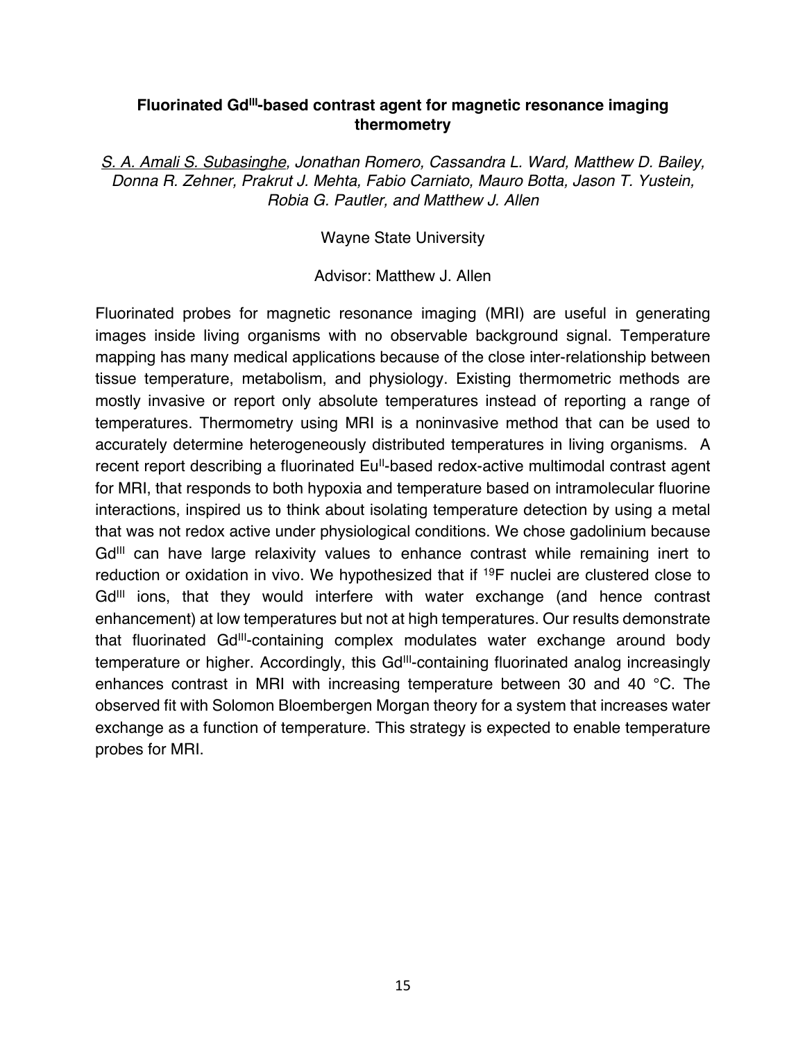### Fluorinated $Gd^{III}$-based contrast agent for magnetic resonance imaging thermometry

*S. A. Amali S. Subasinghe, Jonathan Romero, Cassandra L. Ward, Matthew D. Bailey, Donna R. Zehner, Prakrut J. Mehta, Fabio Carniato, Mauro Botta, Jason T. Yustein, Robia G. Pautler, and Matthew J. Allen*

Wayne State University

Advisor: Matthew J. Allen

Fluorinated probes for magnetic resonance imaging (MRI) are useful in generating images inside living organisms with no observable background signal. Temperature mapping has many medical applications because of the close inter-relationship between tissue temperature, metabolism, and physiology. Existing thermometric methods are mostly invasive or report only absolute temperatures instead of reporting a range of temperatures. Thermometry using MRI is a noninvasive method that can be used to accurately determine heterogeneously distributed temperatures in living organisms. A recent report describing a fluorinated $Eu^{II}$-based redox-active multimodal contrast agent for MRI, that responds to both hypoxia and temperature based on intramolecular fluorine interactions, inspired us to think about isolating temperature detection by using a metal that was not redox active under physiological conditions. We chose gadolinium because $Gd^{III}$ can have large relaxivity values to enhance contrast while remaining inert to reduction or oxidation in vivo. We hypothesized that if $^{19}F$ nuclei are clustered close to $Gd^{III}$ ions, that they would interfere with water exchange (and hence contrast enhancement) at low temperatures but not at high temperatures. Our results demonstrate that fluorinated $Gd^{III}$-containing complex modulates water exchange around body temperature or higher. Accordingly, this $Gd^{III}$-containing fluorinated analog increasingly enhances contrast in MRI with increasing temperature between 30 and 40 °C. The observed fit with Solomon Bloembergen Morgan theory for a system that increases water exchange as a function of temperature. This strategy is expected to enable temperature probes for MRI.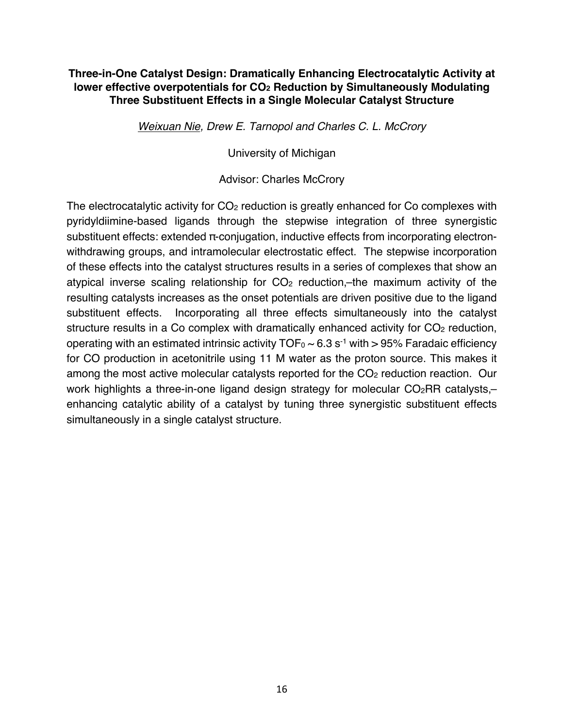**Three-in-One Catalyst Design: Dramatically Enhancing Electrocatalytic Activity at lower effective overpotentials for $CO_2$ Reduction by Simultaneously Modulating Three Substituent Effects in a Single Molecular Catalyst Structure**

*<u>Weixuan Nie</u>, Drew E. Tarnopol and Charles C. L. McCrory*

University of Michigan

Advisor: Charles McCrory

The electrocatalytic activity for $CO_2$ reduction is greatly enhanced for Co complexes with pyridyldiimine-based ligands through the stepwise integration of three synergistic substituent effects: extended π-conjugation, inductive effects from incorporating electron-withdrawing groups, and intramolecular electrostatic effect. The stepwise incorporation of these effects into the catalyst structures results in a series of complexes that show an atypical inverse scaling relationship for $CO_2$ reduction,–the maximum activity of the resulting catalysts increases as the onset potentials are driven positive due to the ligand substituent effects. Incorporating all three effects simultaneously into the catalyst structure results in a Co complex with dramatically enhanced activity for $CO_2$ reduction, operating with an estimated intrinsic activity $TOF_0 \sim 6.3\ s^{-1}$ with > 95% Faradaic efficiency for CO production in acetonitrile using 11 M water as the proton source. This makes it among the most active molecular catalysts reported for the $CO_2$ reduction reaction. Our work highlights a three-in-one ligand design strategy for molecular $CO_2$RR catalysts,–enhancing catalytic ability of a catalyst by tuning three synergistic substituent effects simultaneously in a single catalyst structure.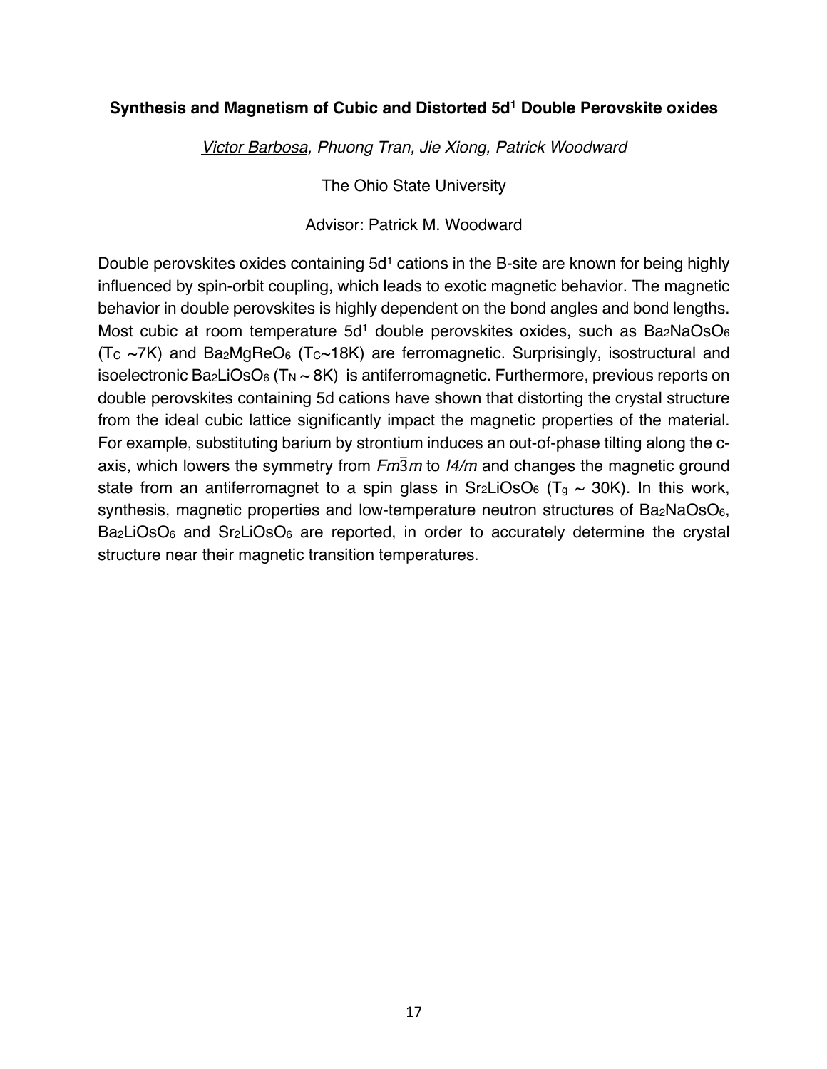### Synthesis and Magnetism of Cubic and Distorted 5d[1] Double Perovskite oxides

*Victor Barbosa, Phuong Tran, Jie Xiong, Patrick Woodward*

The Ohio State University

Advisor: Patrick M. Woodward

Double perovskites oxides containing $5d^1$ cations in the B-site are known for being highly influenced by spin-orbit coupling, which leads to exotic magnetic behavior. The magnetic behavior in double perovskites is highly dependent on the bond angles and bond lengths. Most cubic at room temperature $5d^1$ double perovskites oxides, such as $Ba_2NaOsO_6$ ($T_C$ ~7K) and $Ba_2MgReO_6$ ($T_C$~18K) are ferromagnetic. Surprisingly, isostructural and isoelectronic $Ba_2LiOsO_6$ ($T_N$ ~ 8K) is antiferromagnetic. Furthermore, previous reports on double perovskites containing 5d cations have shown that distorting the crystal structure from the ideal cubic lattice significantly impact the magnetic properties of the material. For example, substituting barium by strontium induces an out-of-phase tilting along the c-axis, which lowers the symmetry from $Fm\bar{3}m$ to $I4/m$ and changes the magnetic ground state from an antiferromagnet to a spin glass in $Sr_2LiOsO_6$ ($T_g$ ~ 30K). In this work, synthesis, magnetic properties and low-temperature neutron structures of $Ba_2NaOsO_6$, $Ba_2LiOsO_6$ and $Sr_2LiOsO_6$ are reported, in order to accurately determine the crystal structure near their magnetic transition temperatures.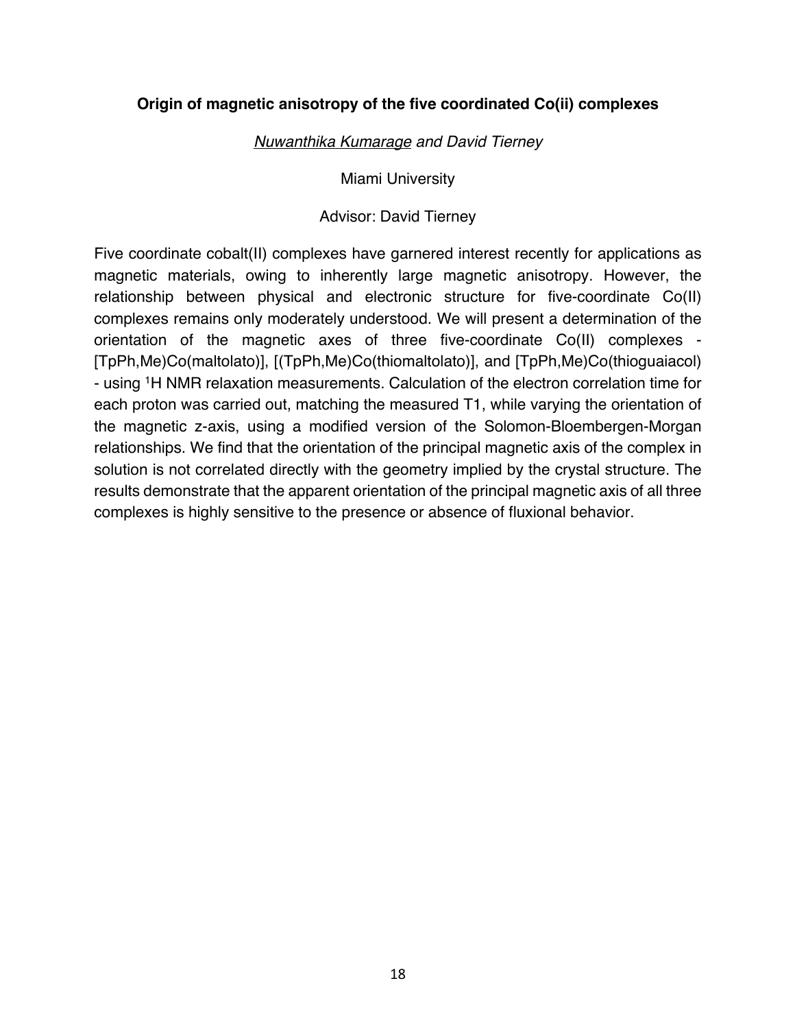### Origin of magnetic anisotropy of the five coordinated Co(ii) complexes

*Nuwanthika Kumarage and David Tierney*

Miami University

Advisor: David Tierney

Five coordinate cobalt(II) complexes have garnered interest recently for applications as magnetic materials, owing to inherently large magnetic anisotropy. However, the relationship between physical and electronic structure for five-coordinate Co(II) complexes remains only moderately understood. We will present a determination of the orientation of the magnetic axes of three five-coordinate Co(II) complexes - [TpPh,Me)Co(maltolato)], [(TpPh,Me)Co(thiomaltolato)], and [TpPh,Me)Co(thioguaiacol) - using $^{1}$H NMR relaxation measurements. Calculation of the electron correlation time for each proton was carried out, matching the measured T1, while varying the orientation of the magnetic z-axis, using a modified version of the Solomon-Bloembergen-Morgan relationships. We find that the orientation of the principal magnetic axis of the complex in solution is not correlated directly with the geometry implied by the crystal structure. The results demonstrate that the apparent orientation of the principal magnetic axis of all three complexes is highly sensitive to the presence or absence of fluxional behavior.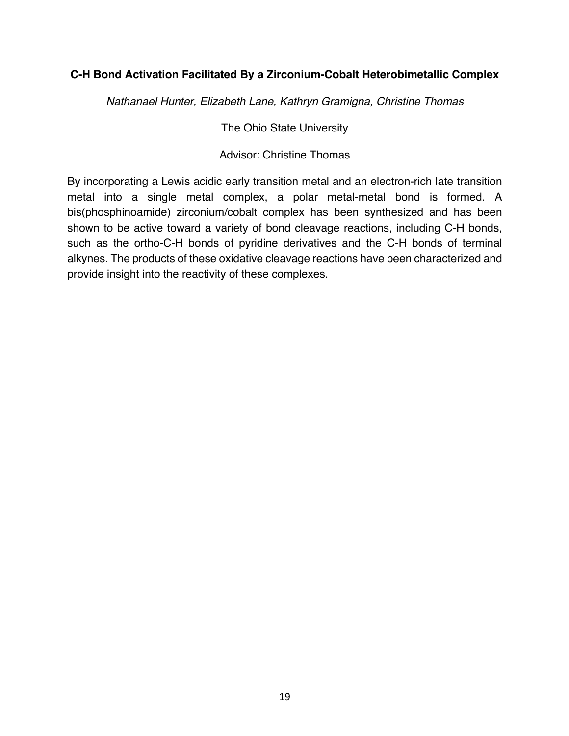**C-H Bond Activation Facilitated By a Zirconium-Cobalt Heterobimetallic Complex**

*Nathanael Hunter, Elizabeth Lane, Kathryn Gramigna, Christine Thomas*

The Ohio State University

Advisor: Christine Thomas

By incorporating a Lewis acidic early transition metal and an electron-rich late transition metal into a single metal complex, a polar metal-metal bond is formed. A bis(phosphinoamide) zirconium/cobalt complex has been synthesized and has been shown to be active toward a variety of bond cleavage reactions, including C-H bonds, such as the ortho-C-H bonds of pyridine derivatives and the C-H bonds of terminal alkynes. The products of these oxidative cleavage reactions have been characterized and provide insight into the reactivity of these complexes.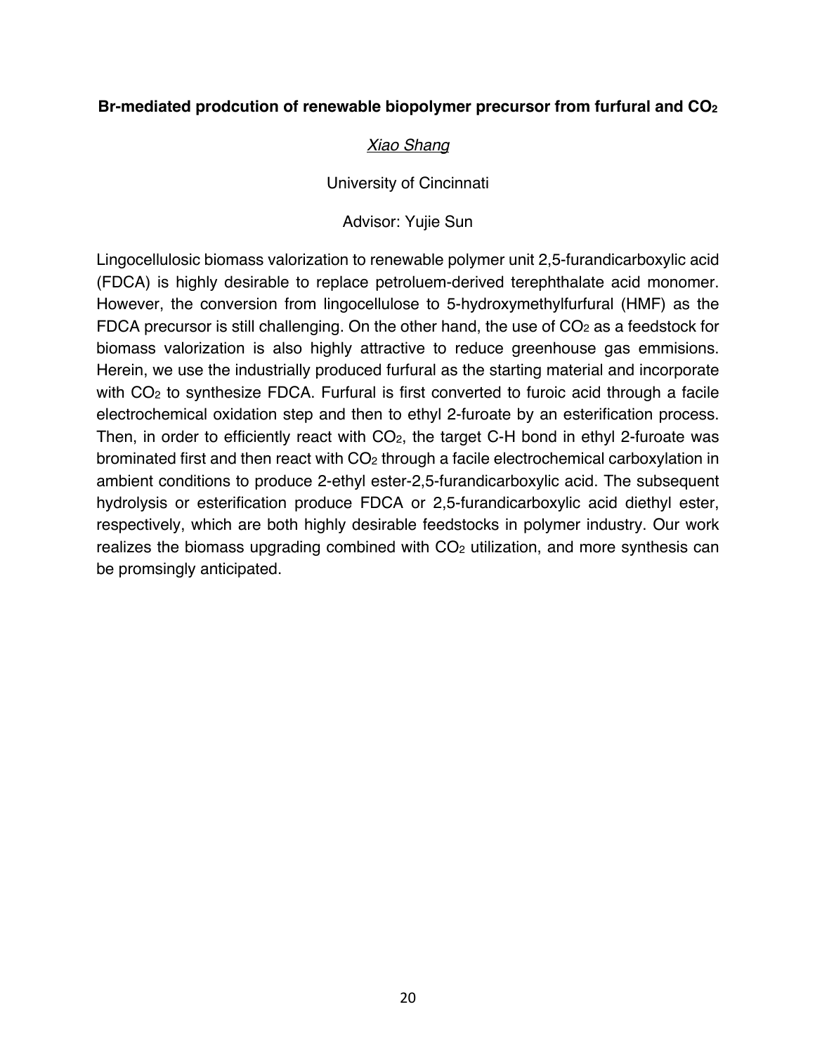**Br-mediated prodcution of renewable biopolymer precursor from furfural and $CO_2$**

_Xiao Shang_

University of Cincinnati

Advisor: Yujie Sun

Lingocellulosic biomass valorization to renewable polymer unit 2,5-furandicarboxylic acid (FDCA) is highly desirable to replace petroluem-derived terephthalate acid monomer. However, the conversion from lingocellulose to 5-hydroxymethylfurfural (HMF) as the FDCA precursor is still challenging. On the other hand, the use of $CO_2$ as a feedstock for biomass valorization is also highly attractive to reduce greenhouse gas emmisions. Herein, we use the industrially produced furfural as the starting material and incorporate with $CO_2$ to synthesize FDCA. Furfural is first converted to furoic acid through a facile electrochemical oxidation step and then to ethyl 2-furoate by an esterification process. Then, in order to efficiently react with $CO_2$, the target C-H bond in ethyl 2-furoate was brominated first and then react with $CO_2$ through a facile electrochemical carboxylation in ambient conditions to produce 2-ethyl ester-2,5-furandicarboxylic acid. The subsequent hydrolysis or esterification produce FDCA or 2,5-furandicarboxylic acid diethyl ester, respectively, which are both highly desirable feedstocks in polymer industry. Our work realizes the biomass upgrading combined with $CO_2$ utilization, and more synthesis can be promsingly anticipated.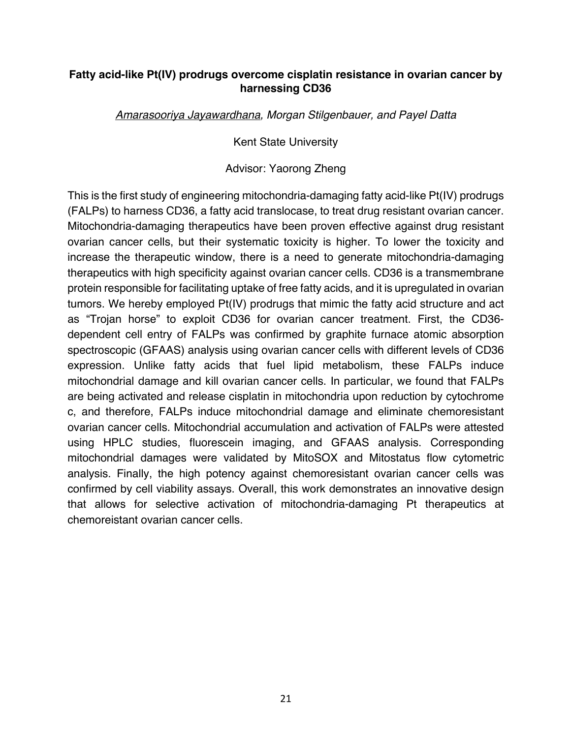**Fatty acid-like Pt(IV) prodrugs overcome cisplatin resistance in ovarian cancer by harnessing CD36**

*Amarasooriya Jayawardhana, Morgan Stilgenbauer, and Payel Datta*

Kent State University

Advisor: Yaorong Zheng

This is the first study of engineering mitochondria-damaging fatty acid-like Pt(IV) prodrugs (FALPs) to harness CD36, a fatty acid translocase, to treat drug resistant ovarian cancer. Mitochondria-damaging therapeutics have been proven effective against drug resistant ovarian cancer cells, but their systematic toxicity is higher. To lower the toxicity and increase the therapeutic window, there is a need to generate mitochondria-damaging therapeutics with high specificity against ovarian cancer cells. CD36 is a transmembrane protein responsible for facilitating uptake of free fatty acids, and it is upregulated in ovarian tumors. We hereby employed Pt(IV) prodrugs that mimic the fatty acid structure and act as "Trojan horse" to exploit CD36 for ovarian cancer treatment. First, the CD36-dependent cell entry of FALPs was confirmed by graphite furnace atomic absorption spectroscopic (GFAAS) analysis using ovarian cancer cells with different levels of CD36 expression. Unlike fatty acids that fuel lipid metabolism, these FALPs induce mitochondrial damage and kill ovarian cancer cells. In particular, we found that FALPs are being activated and release cisplatin in mitochondria upon reduction by cytochrome c, and therefore, FALPs induce mitochondrial damage and eliminate chemoresistant ovarian cancer cells. Mitochondrial accumulation and activation of FALPs were attested using HPLC studies, fluorescein imaging, and GFAAS analysis. Corresponding mitochondrial damages were validated by MitoSOX and Mitostatus flow cytometric analysis. Finally, the high potency against chemoresistant ovarian cancer cells was confirmed by cell viability assays. Overall, this work demonstrates an innovative design that allows for selective activation of mitochondria-damaging Pt therapeutics at chemoreistant ovarian cancer cells.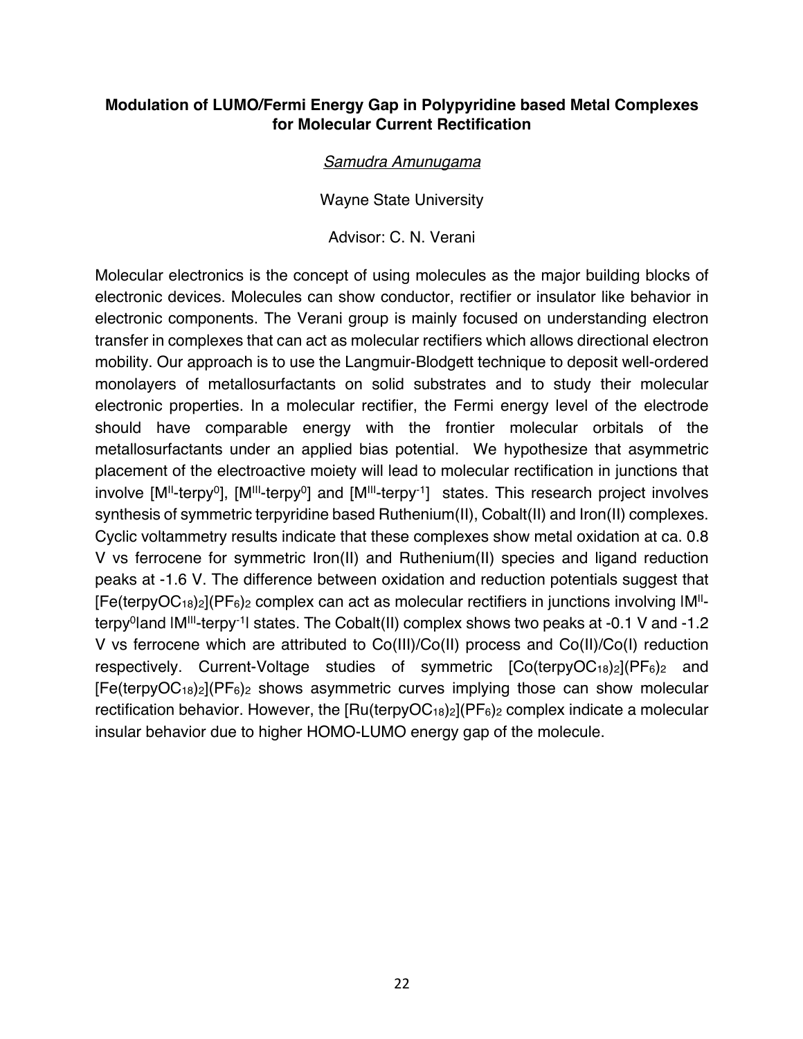**Modulation of LUMO/Fermi Energy Gap in Polypyridine based Metal Complexes for Molecular Current Rectification**

*Samudra Amunugama*

Wayne State University

Advisor: C. N. Verani

Molecular electronics is the concept of using molecules as the major building blocks of electronic devices. Molecules can show conductor, rectifier or insulator like behavior in electronic components. The Verani group is mainly focused on understanding electron transfer in complexes that can act as molecular rectifiers which allows directional electron mobility. Our approach is to use the Langmuir-Blodgett technique to deposit well-ordered monolayers of metallosurfactants on solid substrates and to study their molecular electronic properties. In a molecular rectifier, the Fermi energy level of the electrode should have comparable energy with the frontier molecular orbitals of the metallosurfactants under an applied bias potential. We hypothesize that asymmetric placement of the electroactive moiety will lead to molecular rectification in junctions that involve [$M^{II}$-terpy$^{0}$], [$M^{III}$-terpy$^{0}$] and [$M^{III}$-terpy$^{-1}$] states. This research project involves synthesis of symmetric terpyridine based Ruthenium(II), Cobalt(II) and Iron(II) complexes. Cyclic voltammetry results indicate that these complexes show metal oxidation at ca. 0.8 V vs ferrocene for symmetric Iron(II) and Ruthenium(II) species and ligand reduction peaks at -1.6 V. The difference between oxidation and reduction potentials suggest that $[Fe(terpyOC_{18})_2](PF_6)_2$ complex can act as molecular rectifiers in junctions involving |$M^{II}$-terpy$^{0}$|and |$M^{III}$-terpy$^{-1}$| states. The Cobalt(II) complex shows two peaks at -0.1 V and -1.2 V vs ferrocene which are attributed to Co(III)/Co(II) process and Co(II)/Co(I) reduction respectively. Current-Voltage studies of symmetric $[Co(terpyOC_{18})_2](PF_6)_2$ and $[Fe(terpyOC_{18})_2](PF_6)_2$ shows asymmetric curves implying those can show molecular rectification behavior. However, the $[Ru(terpyOC_{18})_2](PF_6)_2$ complex indicate a molecular insular behavior due to higher HOMO-LUMO energy gap of the molecule.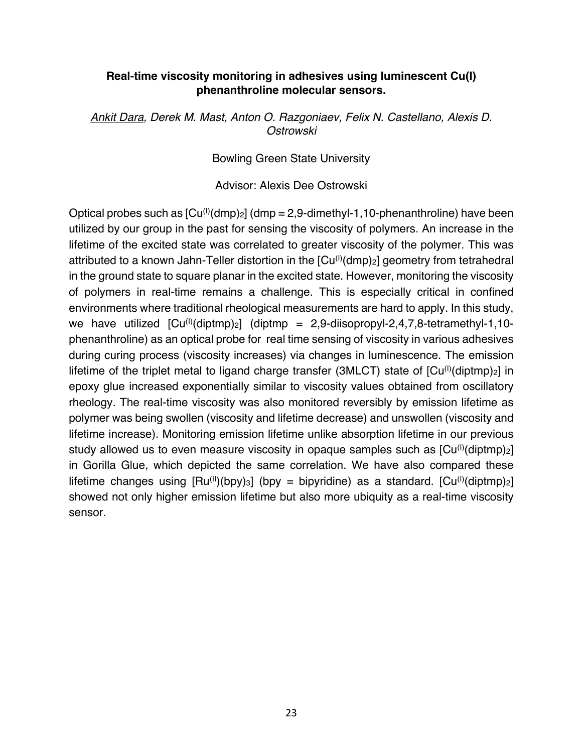**Real-time viscosity monitoring in adhesives using luminescent Cu(I) phenanthroline molecular sensors.**

*Ankit Dara, Derek M. Mast, Anton O. Razgoniaev, Felix N. Castellano, Alexis D. Ostrowski*

Bowling Green State University

Advisor: Alexis Dee Ostrowski

Optical probes such as $[Cu^{(I)}(dmp)_2]$ (dmp = 2,9-dimethyl-1,10-phenanthroline) have been utilized by our group in the past for sensing the viscosity of polymers. An increase in the lifetime of the excited state was correlated to greater viscosity of the polymer. This was attributed to a known Jahn-Teller distortion in the $[Cu^{(I)}(dmp)_2]$ geometry from tetrahedral in the ground state to square planar in the excited state. However, monitoring the viscosity of polymers in real-time remains a challenge. This is especially critical in confined environments where traditional rheological measurements are hard to apply. In this study, we have utilized $[Cu^{(I)}(diptmp)_2]$ (diptmp = 2,9-diisopropyl-2,4,7,8-tetramethyl-1,10-phenanthroline) as an optical probe for real time sensing of viscosity in various adhesives during curing process (viscosity increases) via changes in luminescence. The emission lifetime of the triplet metal to ligand charge transfer (3MLCT) state of $[Cu^{(I)}(diptmp)_2]$ in epoxy glue increased exponentially similar to viscosity values obtained from oscillatory rheology. The real-time viscosity was also monitored reversibly by emission lifetime as polymer was being swollen (viscosity and lifetime decrease) and unswollen (viscosity and lifetime increase). Monitoring emission lifetime unlike absorption lifetime in our previous study allowed us to even measure viscosity in opaque samples such as $[Cu^{(I)}(diptmp)_2]$ in Gorilla Glue, which depicted the same correlation. We have also compared these lifetime changes using $[Ru^{(II)}(bpy)_3]$ (bpy = bipyridine) as a standard. $[Cu^{(I)}(diptmp)_2]$ showed not only higher emission lifetime but also more ubiquity as a real-time viscosity sensor.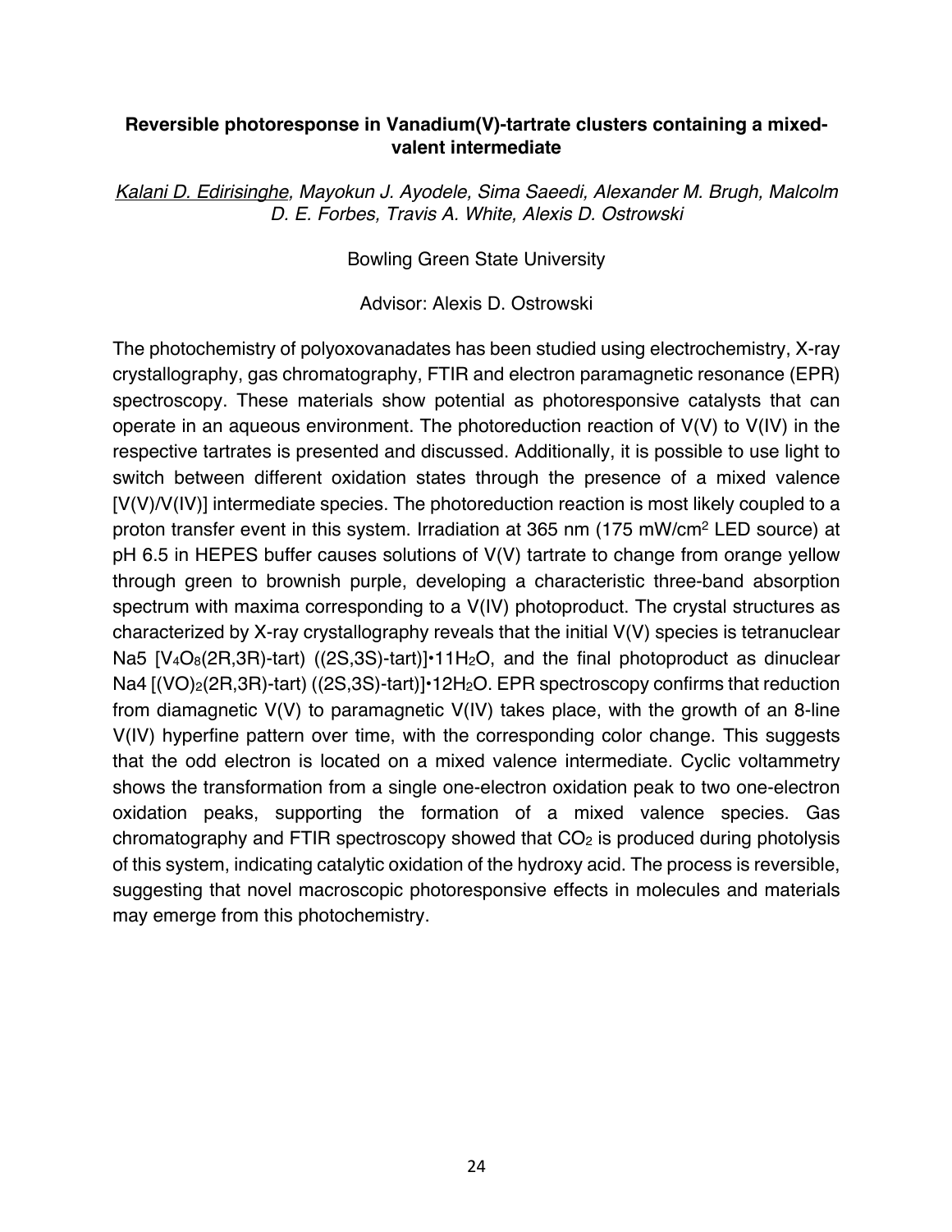**Reversible photoresponse in Vanadium(V)-tartrate clusters containing a mixed-valent intermediate**

*Kalani D. Edirisinghe, Mayokun J. Ayodele, Sima Saeedi, Alexander M. Brugh, Malcolm D. E. Forbes, Travis A. White, Alexis D. Ostrowski*

Bowling Green State University

Advisor: Alexis D. Ostrowski

The photochemistry of polyoxovanadates has been studied using electrochemistry, X-ray crystallography, gas chromatography, FTIR and electron paramagnetic resonance (EPR) spectroscopy. These materials show potential as photoresponsive catalysts that can operate in an aqueous environment. The photoreduction reaction of V(V) to V(IV) in the respective tartrates is presented and discussed. Additionally, it is possible to use light to switch between different oxidation states through the presence of a mixed valence [V(V)/V(IV)] intermediate species. The photoreduction reaction is most likely coupled to a proton transfer event in this system. Irradiation at 365 nm (175 $mW/cm^2$ LED source) at pH 6.5 in HEPES buffer causes solutions of V(V) tartrate to change from orange yellow through green to brownish purple, developing a characteristic three-band absorption spectrum with maxima corresponding to a V(IV) photoproduct. The crystal structures as characterized by X-ray crystallography reveals that the initial V(V) species is tetranuclear Na5 [$V_4O_8$(2R,3R)-tart) ((2S,3S)-tart)]•11$H_2O$, and the final photoproduct as dinuclear Na4 [$(VO)_2$(2R,3R)-tart) ((2S,3S)-tart)]•12$H_2O$. EPR spectroscopy confirms that reduction from diamagnetic V(V) to paramagnetic V(IV) takes place, with the growth of an 8-line V(IV) hyperfine pattern over time, with the corresponding color change. This suggests that the odd electron is located on a mixed valence intermediate. Cyclic voltammetry shows the transformation from a single one-electron oxidation peak to two one-electron oxidation peaks, supporting the formation of a mixed valence species. Gas chromatography and FTIR spectroscopy showed that $CO_2$ is produced during photolysis of this system, indicating catalytic oxidation of the hydroxy acid. The process is reversible, suggesting that novel macroscopic photoresponsive effects in molecules and materials may emerge from this photochemistry.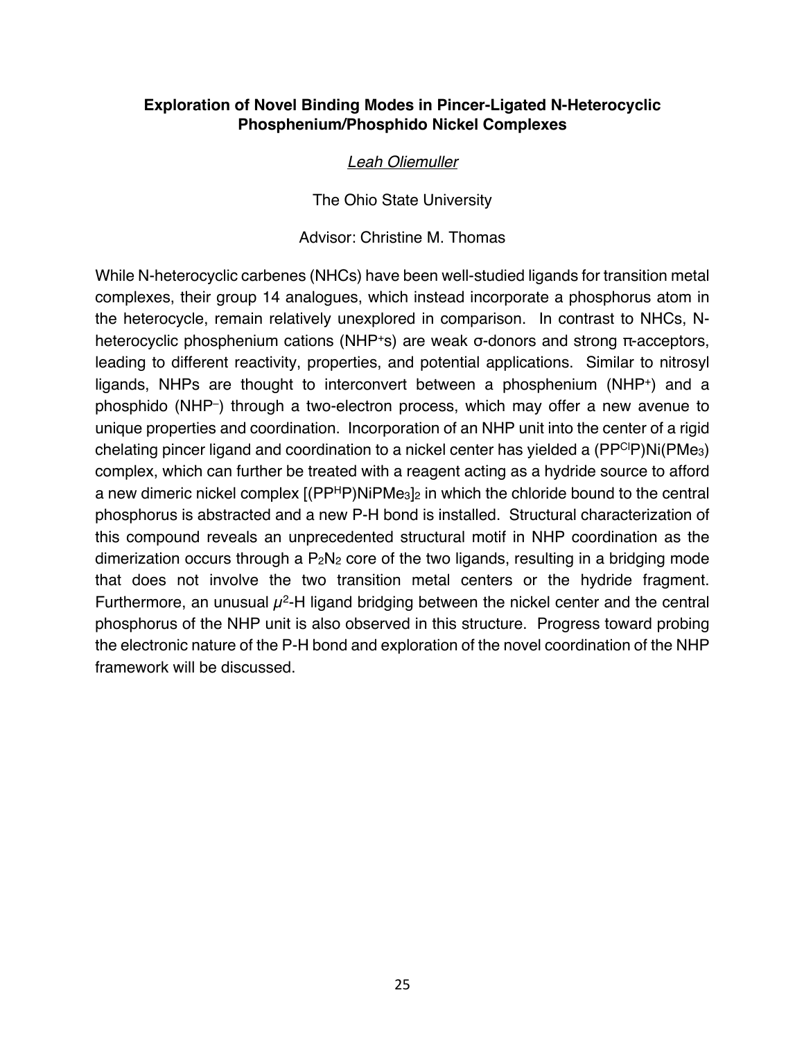### Exploration of Novel Binding Modes in Pincer-Ligated N-Heterocyclic Phosphenium/Phosphido Nickel Complexes

*Leah Oliemuller*

The Ohio State University

Advisor: Christine M. Thomas

While N-heterocyclic carbenes (NHCs) have been well-studied ligands for transition metal complexes, their group 14 analogues, which instead incorporate a phosphorus atom in the heterocycle, remain relatively unexplored in comparison. In contrast to NHCs, N-heterocyclic phosphenium cations ($NHP^+$s) are weak σ-donors and strong π-acceptors, leading to different reactivity, properties, and potential applications. Similar to nitrosyl ligands, NHPs are thought to interconvert between a phosphenium ($NHP^+$) and a phosphido ($NHP^-$) through a two-electron process, which may offer a new avenue to unique properties and coordination. Incorporation of an NHP unit into the center of a rigid chelating pincer ligand and coordination to a nickel center has yielded a $(PP^{Cl}P)Ni(PMe_3)$ complex, which can further be treated with a reagent acting as a hydride source to afford a new dimeric nickel complex $[(PP^{H}P)NiPMe_3]_2$ in which the chloride bound to the central phosphorus is abstracted and a new P-H bond is installed. Structural characterization of this compound reveals an unprecedented structural motif in NHP coordination as the dimerization occurs through a $P_2N_2$ core of the two ligands, resulting in a bridging mode that does not involve the two transition metal centers or the hydride fragment. Furthermore, an unusual $\mu^2$-H ligand bridging between the nickel center and the central phosphorus of the NHP unit is also observed in this structure. Progress toward probing the electronic nature of the P-H bond and exploration of the novel coordination of the NHP framework will be discussed.